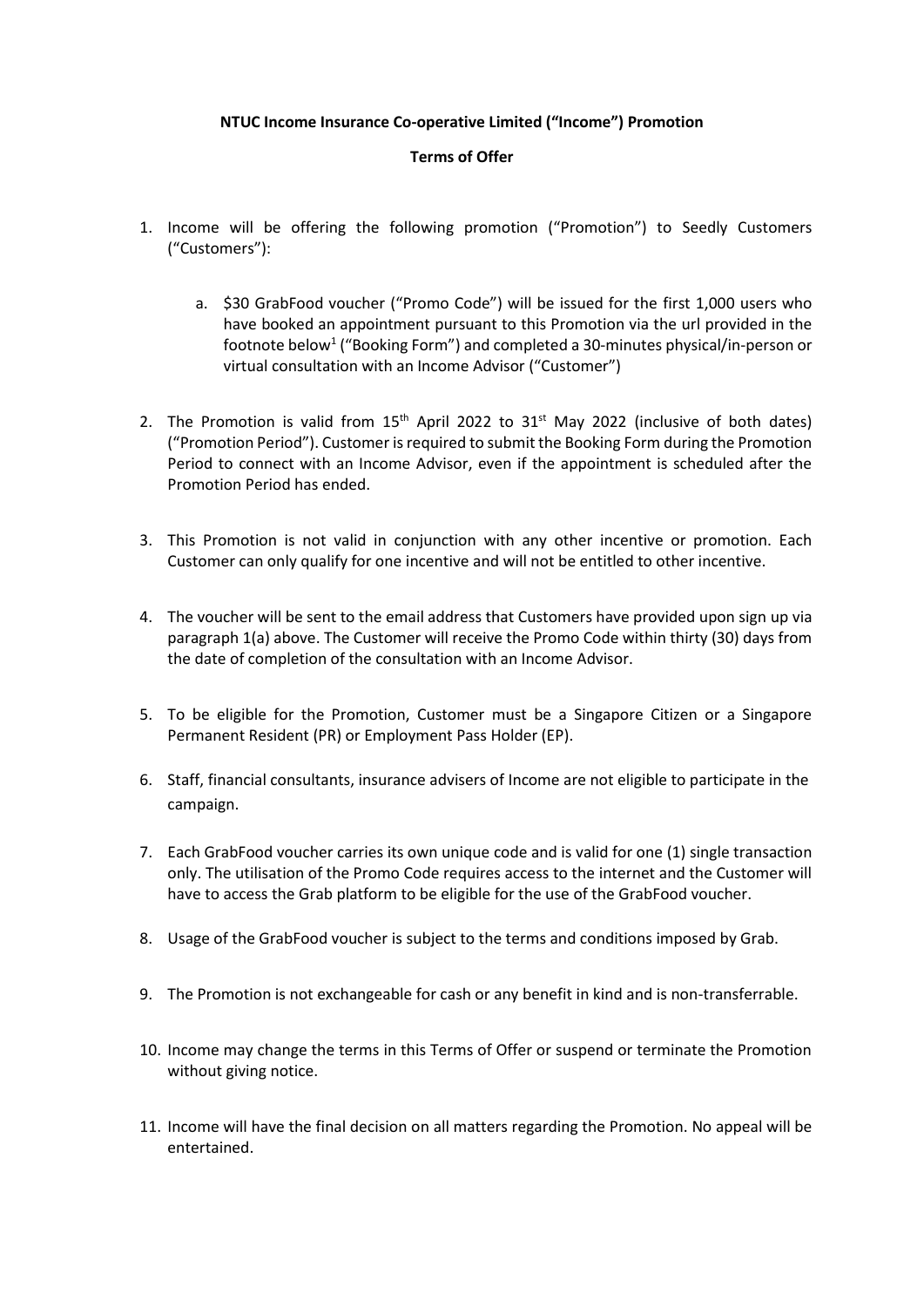**NTUC Income Insurance Co-operative Limited ("Income") Promotion**

**Terms of Offer**

1. Income will be offering the following promotion ("Promotion") to Seedly Customers ("Customers"):

    a. $30 GrabFood voucher ("Promo Code") will be issued for the first 1,000 users who have booked an appointment pursuant to this Promotion via the url provided in the footnote below[1] ("Booking Form") and completed a 30-minutes physical/in-person or virtual consultation with an Income Advisor ("Customer")

2. The Promotion is valid from 15th April 2022 to 31st May 2022 (inclusive of both dates) ("Promotion Period"). Customer is required to submit the Booking Form during the Promotion Period to connect with an Income Advisor, even if the appointment is scheduled after the Promotion Period has ended.

3. This Promotion is not valid in conjunction with any other incentive or promotion. Each Customer can only qualify for one incentive and will not be entitled to other incentive.

4. The voucher will be sent to the email address that Customers have provided upon sign up via paragraph 1(a) above. The Customer will receive the Promo Code within thirty (30) days from the date of completion of the consultation with an Income Advisor.

5. To be eligible for the Promotion, Customer must be a Singapore Citizen or a Singapore Permanent Resident (PR) or Employment Pass Holder (EP).

6. Staff, financial consultants, insurance advisers of Income are not eligible to participate in the campaign.

7. Each GrabFood voucher carries its own unique code and is valid for one (1) single transaction only. The utilisation of the Promo Code requires access to the internet and the Customer will have to access the Grab platform to be eligible for the use of the GrabFood voucher.

8. Usage of the GrabFood voucher is subject to the terms and conditions imposed by Grab.

9. The Promotion is not exchangeable for cash or any benefit in kind and is non-transferrable.

10. Income may change the terms in this Terms of Offer or suspend or terminate the Promotion without giving notice.

11. Income will have the final decision on all matters regarding the Promotion. No appeal will be entertained.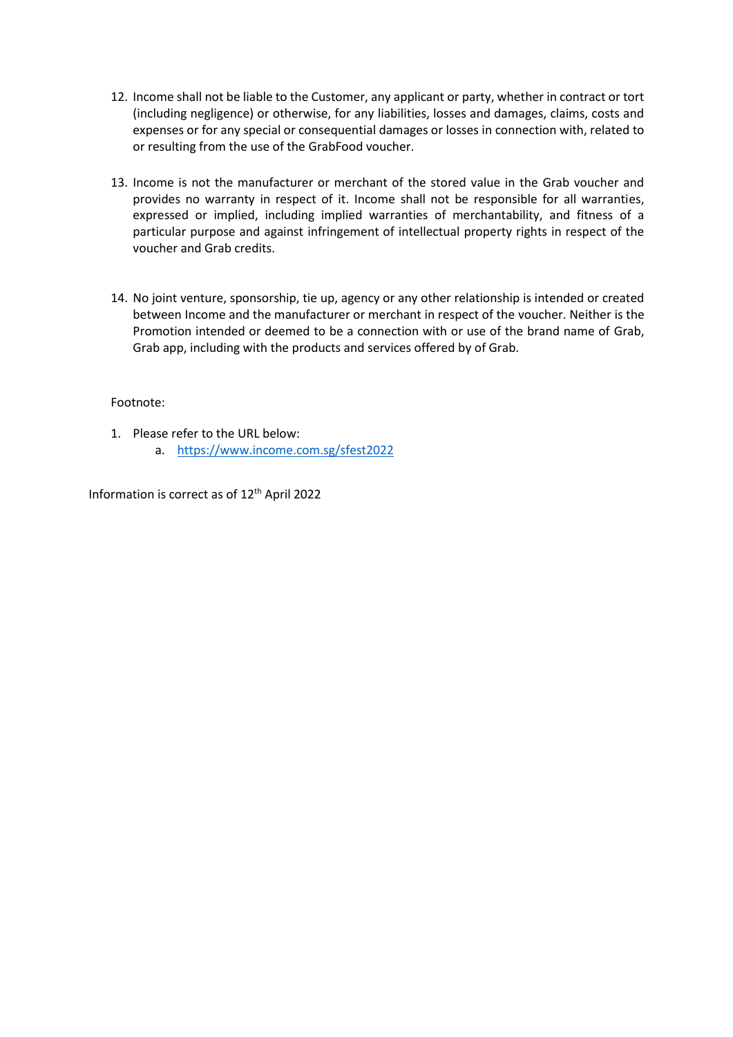12. Income shall not be liable to the Customer, any applicant or party, whether in contract or tort (including negligence) or otherwise, for any liabilities, losses and damages, claims, costs and expenses or for any special or consequential damages or losses in connection with, related to or resulting from the use of the GrabFood voucher.

13. Income is not the manufacturer or merchant of the stored value in the Grab voucher and provides no warranty in respect of it. Income shall not be responsible for all warranties, expressed or implied, including implied warranties of merchantability, and fitness of a particular purpose and against infringement of intellectual property rights in respect of the voucher and Grab credits.

14. No joint venture, sponsorship, tie up, agency or any other relationship is intended or created between Income and the manufacturer or merchant in respect of the voucher. Neither is the Promotion intended or deemed to be a connection with or use of the brand name of Grab, Grab app, including with the products and services offered by of Grab.

Footnote:

1. Please refer to the URL below:
   a. https://www.income.com.sg/sfest2022

Information is correct as of 12th April 2022